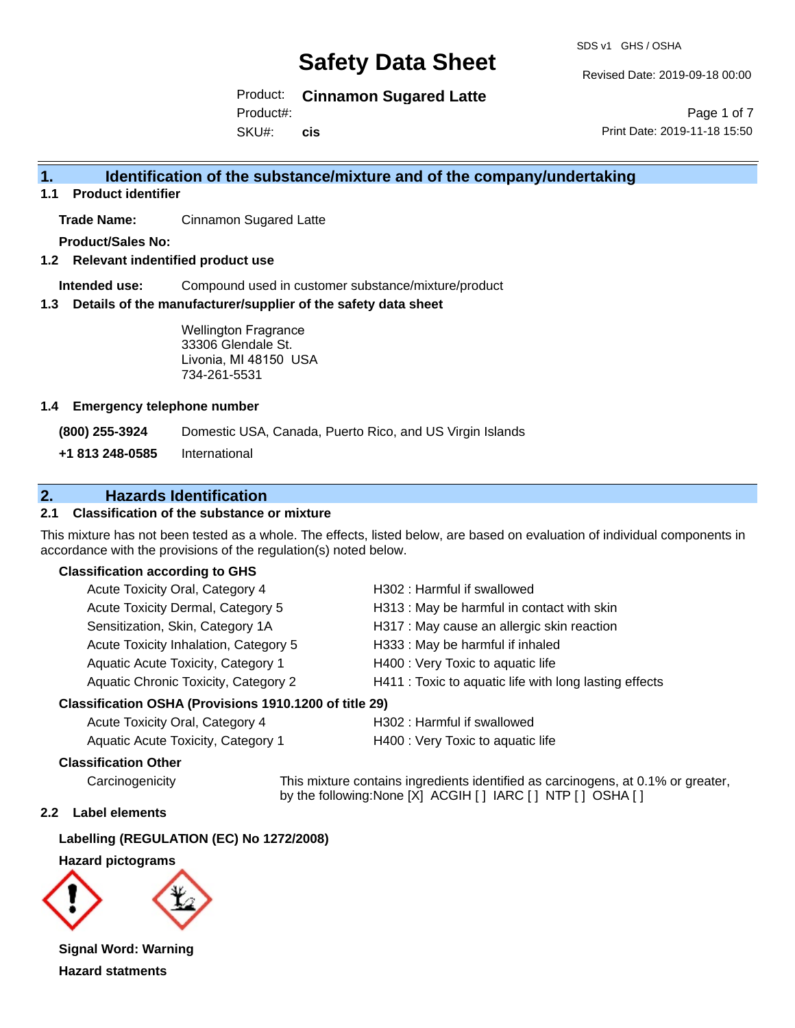# Safety Data Sheet

SDS v1 GHS / OSHA

Revised Date: 2019-09-18 00:00

Product: **Cinnamon Sugared Latte**

Product#:

SKU#: **cis**

Print Date: 2019-11-18 15:50

## 1. Identification of the substance/mixture and of the company/undertaking

### 1.1 Product identifier

**Trade Name:** Cinnamon Sugared Latte

**Product/Sales No:**

### 1.2 Relevant indentified product use

**Intended use:** Compound used in customer substance/mixture/product

### 1.3 Details of the manufacturer/supplier of the safety data sheet

Wellington Fragrance
33306 Glendale St.
Livonia, MI 48150 USA
734-261-5531

### 1.4 Emergency telephone number

**(800) 255-3924** Domestic USA, Canada, Puerto Rico, and US Virgin Islands

**+1 813 248-0585** International

## 2. Hazards Identification

### 2.1 Classification of the substance or mixture

This mixture has not been tested as a whole. The effects, listed below, are based on evaluation of individual components in accordance with the provisions of the regulation(s) noted below.

**Classification according to GHS**

| | |
|---|---|
| Acute Toxicity Oral, Category 4 | H302 : Harmful if swallowed |
| Acute Toxicity Dermal, Category 5 | H313 : May be harmful in contact with skin |
| Sensitization, Skin, Category 1A | H317 : May cause an allergic skin reaction |
| Acute Toxicity Inhalation, Category 5 | H333 : May be harmful if inhaled |
| Aquatic Acute Toxicity, Category 1 | H400 : Very Toxic to aquatic life |
| Aquatic Chronic Toxicity, Category 2 | H411 : Toxic to aquatic life with long lasting effects |

**Classification OSHA (Provisions 1910.1200 of title 29)**

| | |
|---|---|
| Acute Toxicity Oral, Category 4 | H302 : Harmful if swallowed |
| Aquatic Acute Toxicity, Category 1 | H400 : Very Toxic to aquatic life |

**Classification Other**

Carcinogenicity — This mixture contains ingredients identified as carcinogens, at 0.1% or greater, by the following:None [X] ACGIH [ ] IARC [ ] NTP [ ] OSHA [ ]

### 2.2 Label elements

**Labelling (REGULATION (EC) No 1272/2008)**

**Hazard pictograms**

**Signal Word: Warning**

**Hazard statments**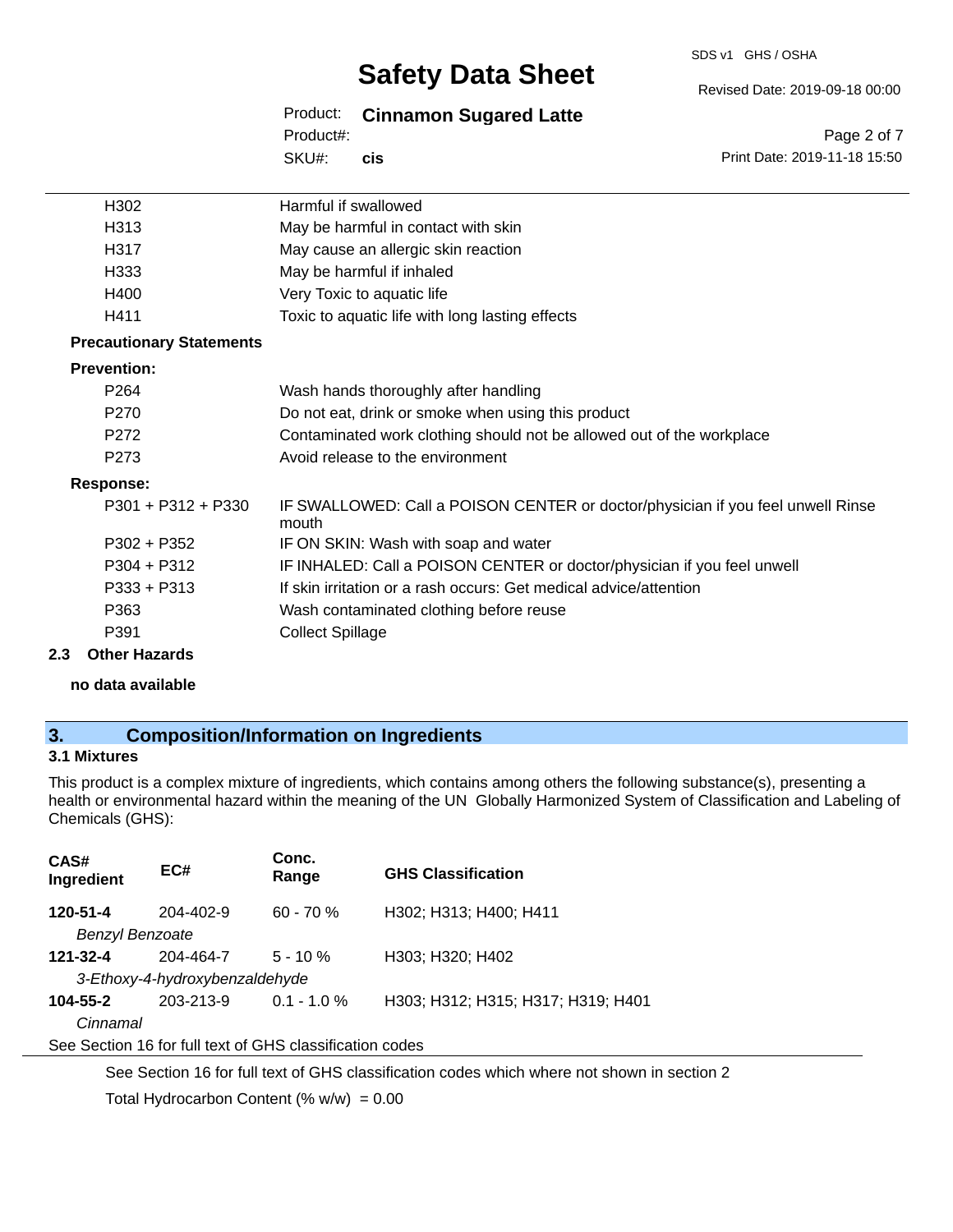| | |
|---|---|
| H302 | Harmful if swallowed |
| H313 | May be harmful in contact with skin |
| H317 | May cause an allergic skin reaction |
| H333 | May be harmful if inhaled |
| H400 | Very Toxic to aquatic life |
| H411 | Toxic to aquatic life with long lasting effects |

**Precautionary Statements**

**Prevention:**

| | |
|---|---|
| P264 | Wash hands thoroughly after handling |
| P270 | Do not eat, drink or smoke when using this product |
| P272 | Contaminated work clothing should not be allowed out of the workplace |
| P273 | Avoid release to the environment |

**Response:**

| | |
|---|---|
| P301 + P312 + P330 | IF SWALLOWED: Call a POISON CENTER or doctor/physician if you feel unwell Rinse mouth |
| P302 + P352 | IF ON SKIN: Wash with soap and water |
| P304 + P312 | IF INHALED: Call a POISON CENTER or doctor/physician if you feel unwell |
| P333 + P313 | If skin irritation or a rash occurs: Get medical advice/attention |
| P363 | Wash contaminated clothing before reuse |
| P391 | Collect Spillage |

### 2.3 Other Hazards

**no data available**

## 3. Composition/Information on Ingredients

### 3.1 Mixtures

This product is a complex mixture of ingredients, which contains among others the following substance(s), presenting a health or environmental hazard within the meaning of the UN Globally Harmonized System of Classification and Labeling of Chemicals (GHS):

| CAS# Ingredient | EC# | Conc. Range | GHS Classification |
|---|---|---|---|
| **120-51-4** *Benzyl Benzoate* | 204-402-9 | 60 - 70 % | H302; H313; H400; H411 |
| **121-32-4** *3-Ethoxy-4-hydroxybenzaldehyde* | 204-464-7 | 5 - 10 % | H303; H320; H402 |
| **104-55-2** *Cinnamal* | 203-213-9 | 0.1 - 1.0 % | H303; H312; H315; H317; H319; H401 |

See Section 16 for full text of GHS classification codes

See Section 16 for full text of GHS classification codes which where not shown in section 2

Total Hydrocarbon Content (% w/w) = 0.00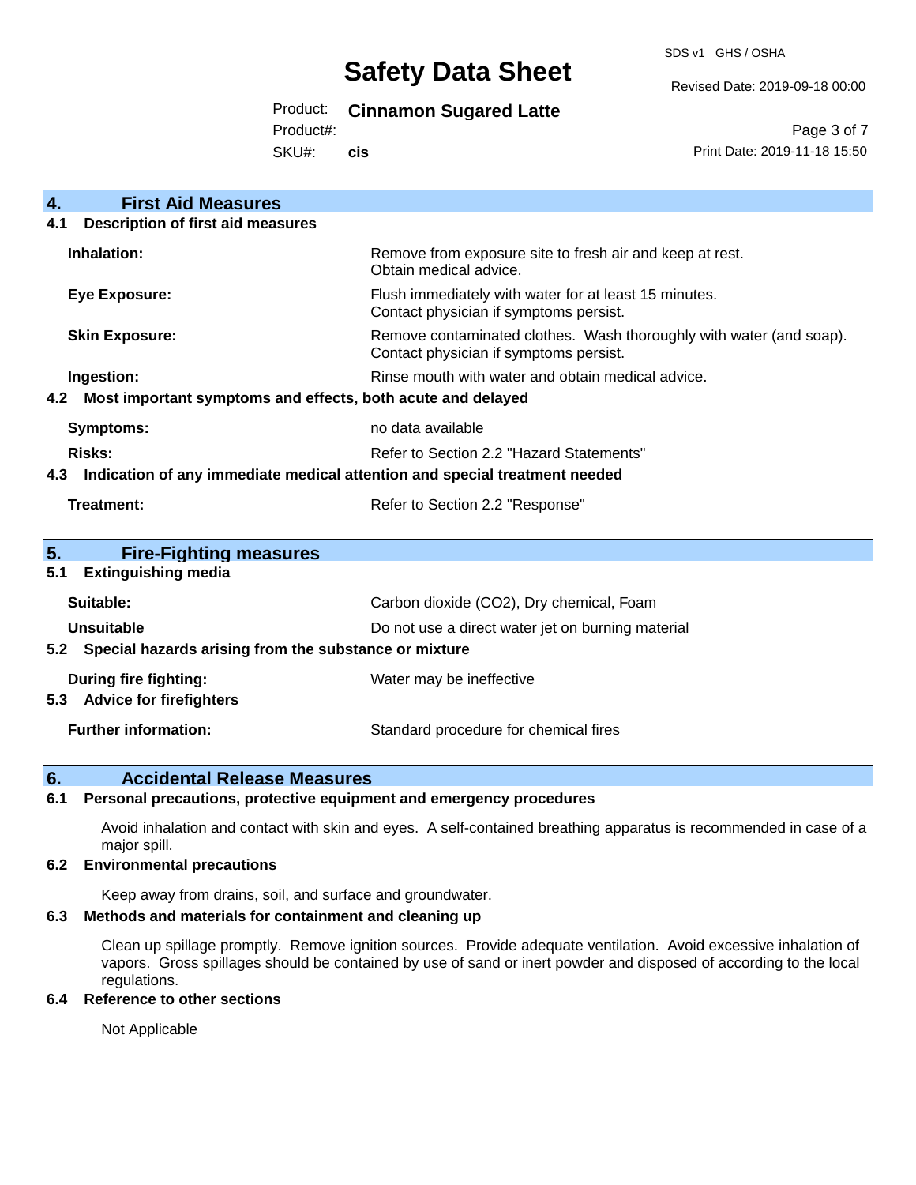## 4. First Aid Measures

### 4.1 Description of first aid measures

| | |
|---|---|
| **Inhalation:** | Remove from exposure site to fresh air and keep at rest. Obtain medical advice. |
| **Eye Exposure:** | Flush immediately with water for at least 15 minutes. Contact physician if symptoms persist. |
| **Skin Exposure:** | Remove contaminated clothes. Wash thoroughly with water (and soap). Contact physician if symptoms persist. |
| **Ingestion:** | Rinse mouth with water and obtain medical advice. |

### 4.2 Most important symptoms and effects, both acute and delayed

| | |
|---|---|
| **Symptoms:** | no data available |
| **Risks:** | Refer to Section 2.2 "Hazard Statements" |

### 4.3 Indication of any immediate medical attention and special treatment needed

| | |
|---|---|
| **Treatment:** | Refer to Section 2.2 "Response" |

## 5. Fire-Fighting measures

### 5.1 Extinguishing media

| | |
|---|---|
| **Suitable:** | Carbon dioxide (CO2), Dry chemical, Foam |
| **Unsuitable** | Do not use a direct water jet on burning material |

### 5.2 Special hazards arising from the substance or mixture

| | |
|---|---|
| **During fire fighting:** | Water may be ineffective |

### 5.3 Advice for firefighters

| | |
|---|---|
| **Further information:** | Standard procedure for chemical fires |

## 6. Accidental Release Measures

### 6.1 Personal precautions, protective equipment and emergency procedures

Avoid inhalation and contact with skin and eyes. A self-contained breathing apparatus is recommended in case of a major spill.

### 6.2 Environmental precautions

Keep away from drains, soil, and surface and groundwater.

### 6.3 Methods and materials for containment and cleaning up

Clean up spillage promptly. Remove ignition sources. Provide adequate ventilation. Avoid excessive inhalation of vapors. Gross spillages should be contained by use of sand or inert powder and disposed of according to the local regulations.

### 6.4 Reference to other sections

Not Applicable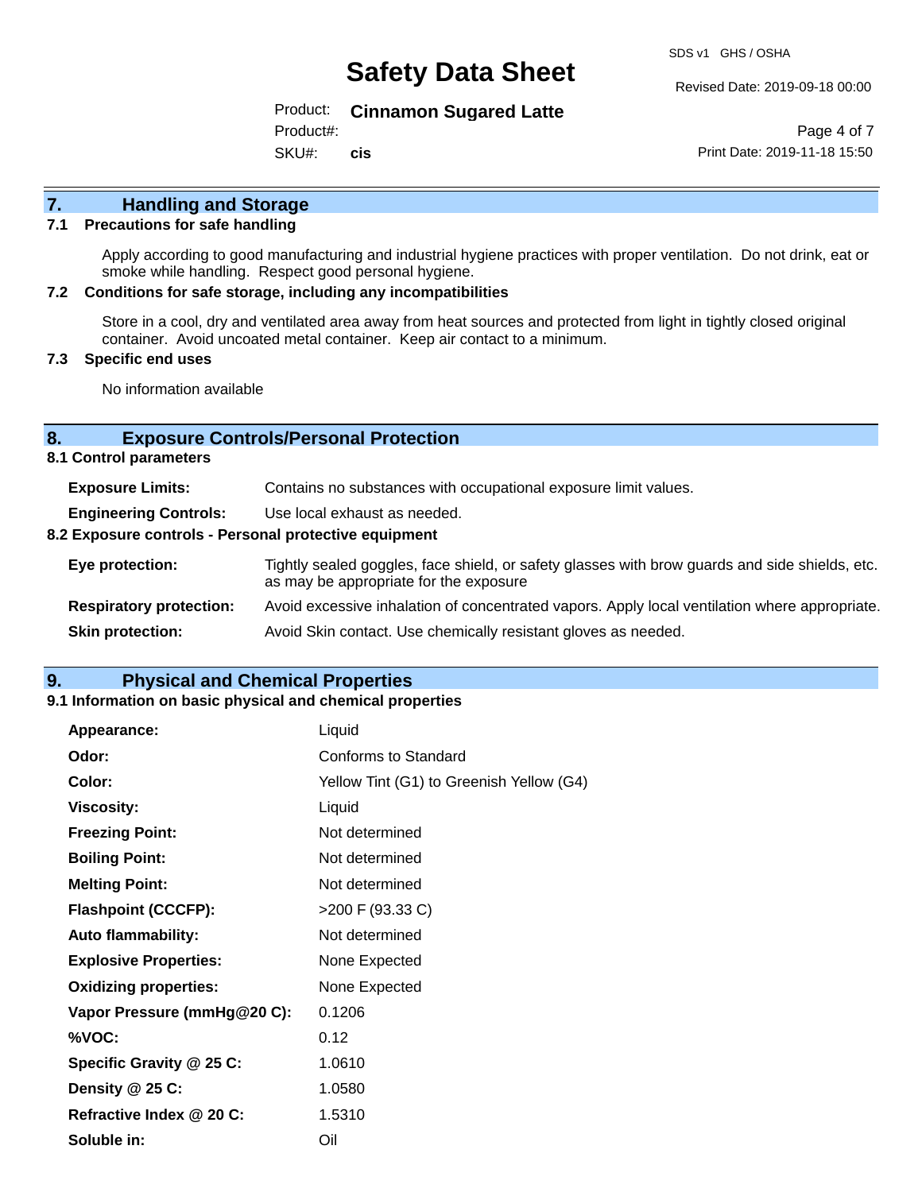## 7. Handling and Storage

### 7.1 Precautions for safe handling

Apply according to good manufacturing and industrial hygiene practices with proper ventilation. Do not drink, eat or smoke while handling. Respect good personal hygiene.

### 7.2 Conditions for safe storage, including any incompatibilities

Store in a cool, dry and ventilated area away from heat sources and protected from light in tightly closed original container. Avoid uncoated metal container. Keep air contact to a minimum.

### 7.3 Specific end uses

No information available

## 8. Exposure Controls/Personal Protection

### 8.1 Control parameters

**Exposure Limits:** Contains no substances with occupational exposure limit values.

**Engineering Controls:** Use local exhaust as needed.

### 8.2 Exposure controls - Personal protective equipment

**Eye protection:** Tightly sealed goggles, face shield, or safety glasses with brow guards and side shields, etc. as may be appropriate for the exposure

**Respiratory protection:** Avoid excessive inhalation of concentrated vapors. Apply local ventilation where appropriate.

**Skin protection:** Avoid Skin contact. Use chemically resistant gloves as needed.

## 9. Physical and Chemical Properties

### 9.1 Information on basic physical and chemical properties

**Appearance:** Liquid

**Odor:** Conforms to Standard

**Color:** Yellow Tint (G1) to Greenish Yellow (G4)

**Viscosity:** Liquid

**Freezing Point:** Not determined

**Boiling Point:** Not determined

**Melting Point:** Not determined

**Flashpoint (CCCFP):** >200 F (93.33 C)

**Auto flammability:** Not determined

**Explosive Properties:** None Expected

**Oxidizing properties:** None Expected

**Vapor Pressure (mmHg@20 C):** 0.1206

**%VOC:** 0.12

**Specific Gravity @ 25 C:** 1.0610

**Density @ 25 C:** 1.0580

**Refractive Index @ 20 C:** 1.5310

**Soluble in:** Oil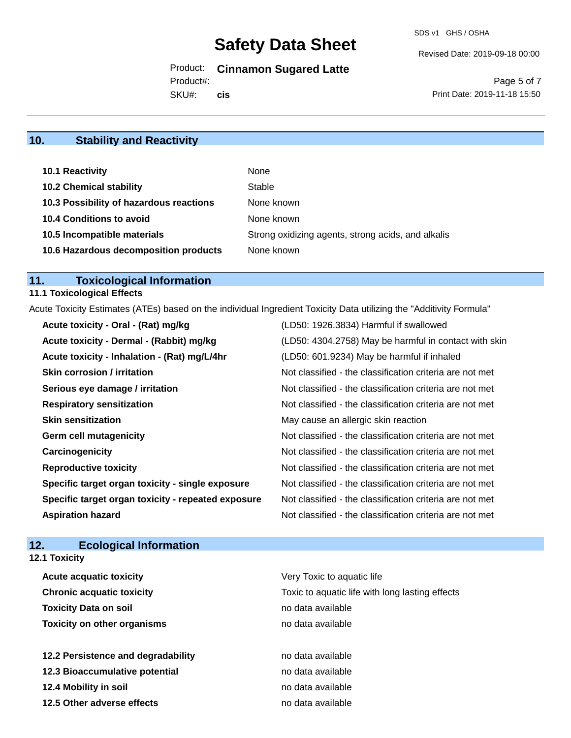## 10. Stability and Reactivity

| | |
|---|---|
| **10.1 Reactivity** | None |
| **10.2 Chemical stability** | Stable |
| **10.3 Possibility of hazardous reactions** | None known |
| **10.4 Conditions to avoid** | None known |
| **10.5 Incompatible materials** | Strong oxidizing agents, strong acids, and alkalis |
| **10.6 Hazardous decomposition products** | None known |

## 11. Toxicological Information

### 11.1 Toxicological Effects

Acute Toxicity Estimates (ATEs) based on the individual Ingredient Toxicity Data utilizing the "Additivity Formula"

| | |
|---|---|
| **Acute toxicity - Oral - (Rat) mg/kg** | (LD50: 1926.3834) Harmful if swallowed |
| **Acute toxicity - Dermal - (Rabbit) mg/kg** | (LD50: 4304.2758) May be harmful in contact with skin |
| **Acute toxicity - Inhalation - (Rat) mg/L/4hr** | (LD50: 601.9234) May be harmful if inhaled |
| **Skin corrosion / irritation** | Not classified - the classification criteria are not met |
| **Serious eye damage / irritation** | Not classified - the classification criteria are not met |
| **Respiratory sensitization** | Not classified - the classification criteria are not met |
| **Skin sensitization** | May cause an allergic skin reaction |
| **Germ cell mutagenicity** | Not classified - the classification criteria are not met |
| **Carcinogenicity** | Not classified - the classification criteria are not met |
| **Reproductive toxicity** | Not classified - the classification criteria are not met |
| **Specific target organ toxicity - single exposure** | Not classified - the classification criteria are not met |
| **Specific target organ toxicity - repeated exposure** | Not classified - the classification criteria are not met |
| **Aspiration hazard** | Not classified - the classification criteria are not met |

## 12. Ecological Information

### 12.1 Toxicity

| | |
|---|---|
| **Acute acquatic toxicity** | Very Toxic to aquatic life |
| **Chronic acquatic toxicity** | Toxic to aquatic life with long lasting effects |
| **Toxicity Data on soil** | no data available |
| **Toxicity on other organisms** | no data available |

| | |
|---|---|
| **12.2 Persistence and degradability** | no data available |
| **12.3 Bioaccumulative potential** | no data available |
| **12.4 Mobility in soil** | no data available |
| **12.5 Other adverse effects** | no data available |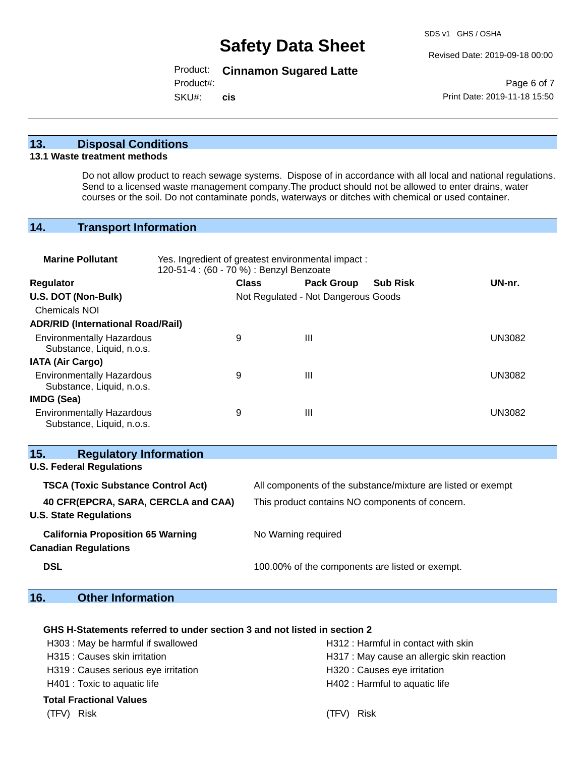## 13. Disposal Conditions

### 13.1 Waste treatment methods

Do not allow product to reach sewage systems. Dispose of in accordance with all local and national regulations. Send to a licensed waste management company.The product should not be allowed to enter drains, water courses or the soil. Do not contaminate ponds, waterways or ditches with chemical or used container.

## 14. Transport Information

**Marine Pollutant** Yes. Ingredient of greatest environmental impact : 120-51-4 : (60 - 70 %) : Benzyl Benzoate

| Regulator | Class | Pack Group | Sub Risk | UN-nr. |
|---|---|---|---|---|
| **U.S. DOT (Non-Bulk)** | Not Regulated - Not Dangerous Goods | | | |
| Chemicals NOI | | | | |
| **ADR/RID (International Road/Rail)** | | | | |
| Environmentally Hazardous Substance, Liquid, n.o.s. | 9 | III | | UN3082 |
| **IATA (Air Cargo)** | | | | |
| Environmentally Hazardous Substance, Liquid, n.o.s. | 9 | III | | UN3082 |
| **IMDG (Sea)** | | | | |
| Environmentally Hazardous Substance, Liquid, n.o.s. | 9 | III | | UN3082 |

## 15. Regulatory Information

**U.S. Federal Regulations**

| | |
|---|---|
| **TSCA (Toxic Substance Control Act)** | All components of the substance/mixture are listed or exempt |
| **40 CFR(EPCRA, SARA, CERCLA and CAA)** | This product contains NO components of concern. |

**U.S. State Regulations**

| | |
|---|---|
| **California Proposition 65 Warning** | No Warning required |

**Canadian Regulations**

| | |
|---|---|
| **DSL** | 100.00% of the components are listed or exempt. |

## 16. Other Information

**GHS H-Statements referred to under section 3 and not listed in section 2**

- H303 : May be harmful if swallowed
- H315 : Causes skin irritation
- H319 : Causes serious eye irritation
- H401 : Toxic to aquatic life
- H312 : Harmful in contact with skin
- H317 : May cause an allergic skin reaction
- H320 : Causes eye irritation
- H402 : Harmful to aquatic life

**Total Fractional Values**

| (TFV) Risk | (TFV) Risk |
|---|---|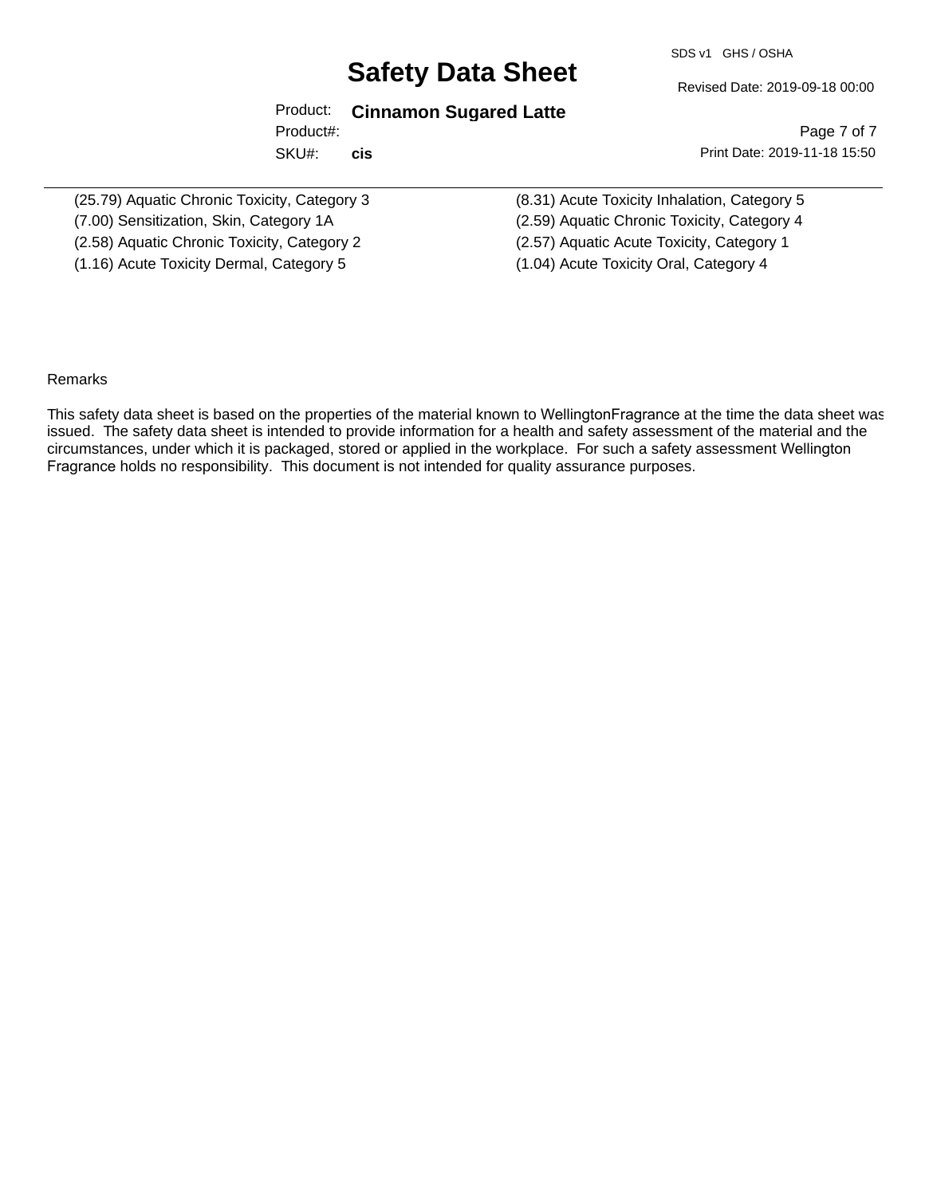(25.79) Aquatic Chronic Toxicity, Category 3
(7.00) Sensitization, Skin, Category 1A
(2.58) Aquatic Chronic Toxicity, Category 2
(1.16) Acute Toxicity Dermal, Category 5
(8.31) Acute Toxicity Inhalation, Category 5
(2.59) Aquatic Chronic Toxicity, Category 4
(2.57) Aquatic Acute Toxicity, Category 1
(1.04) Acute Toxicity Oral, Category 4

Remarks

This safety data sheet is based on the properties of the material known to WellingtonFragrance at the time the data sheet was issued. The safety data sheet is intended to provide information for a health and safety assessment of the material and the circumstances, under which it is packaged, stored or applied in the workplace. For such a safety assessment Wellington Fragrance holds no responsibility. This document is not intended for quality assurance purposes.